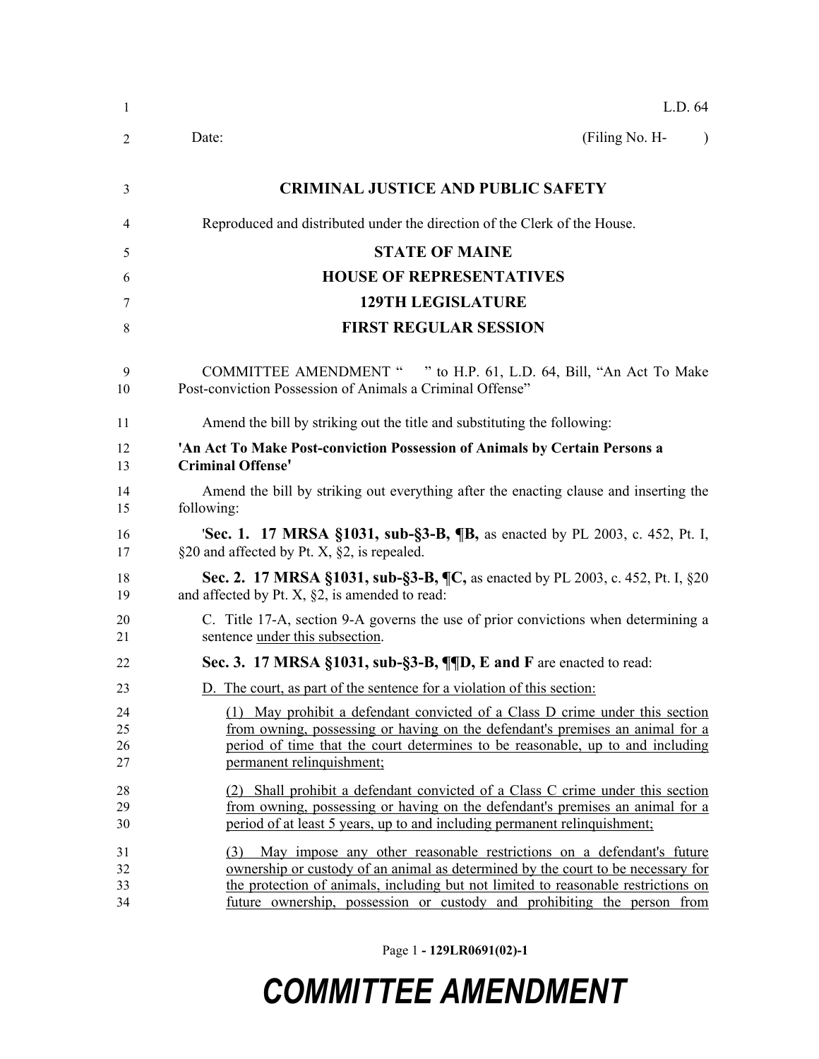L.D. 64

Date: (Filing No. H- )

**CRIMINAL JUSTICE AND PUBLIC SAFETY**

Reproduced and distributed under the direction of the Clerk of the House.

**STATE OF MAINE**

**HOUSE OF REPRESENTATIVES**

**129TH LEGISLATURE**

**FIRST REGULAR SESSION**

COMMITTEE AMENDMENT " " to H.P. 61, L.D. 64, Bill, "An Act To Make Post-conviction Possession of Animals a Criminal Offense"

Amend the bill by striking out the title and substituting the following:

**'An Act To Make Post-conviction Possession of Animals by Certain Persons a Criminal Offense'**

Amend the bill by striking out everything after the enacting clause and inserting the following:

'**Sec. 1. 17 MRSA §1031, sub-§3-B, ¶B,** as enacted by PL 2003, c. 452, Pt. I, §20 and affected by Pt. X, §2, is repealed.

**Sec. 2. 17 MRSA §1031, sub-§3-B, ¶C,** as enacted by PL 2003, c. 452, Pt. I, §20 and affected by Pt. X, §2, is amended to read:

C. Title 17-A, section 9-A governs the use of prior convictions when determining a sentence <u>under this subsection</u>.

**Sec. 3. 17 MRSA §1031, sub-§3-B, ¶¶D, E and F** are enacted to read:

<u>D. The court, as part of the sentence for a violation of this section:</u>

<u>(1) May prohibit a defendant convicted of a Class D crime under this section from owning, possessing or having on the defendant's premises an animal for a period of time that the court determines to be reasonable, up to and including permanent relinquishment;</u>

<u>(2) Shall prohibit a defendant convicted of a Class C crime under this section from owning, possessing or having on the defendant's premises an animal for a period of at least 5 years, up to and including permanent relinquishment;</u>

<u>(3) May impose any other reasonable restrictions on a defendant's future ownership or custody of an animal as determined by the court to be necessary for the protection of animals, including but not limited to reasonable restrictions on future ownership, possession or custody and prohibiting the person from</u>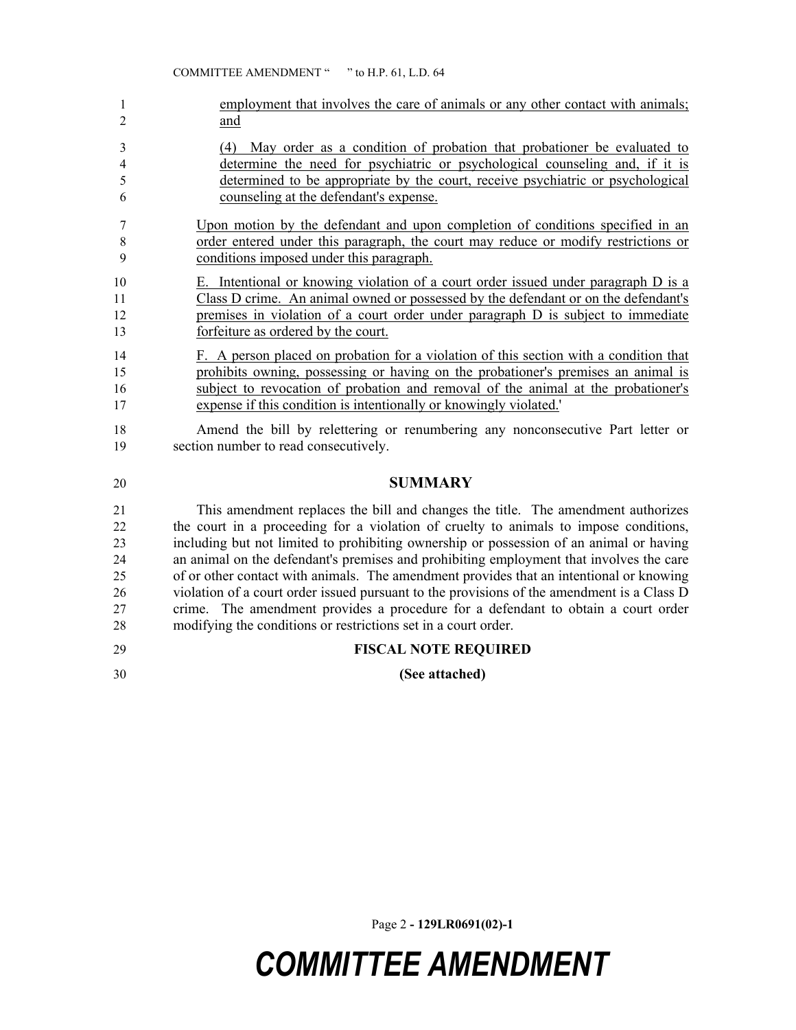employment that involves the care of animals or any other contact with animals; and

(4) May order as a condition of probation that probationer be evaluated to determine the need for psychiatric or psychological counseling and, if it is determined to be appropriate by the court, receive psychiatric or psychological counseling at the defendant's expense.

Upon motion by the defendant and upon completion of conditions specified in an order entered under this paragraph, the court may reduce or modify restrictions or conditions imposed under this paragraph.

E. Intentional or knowing violation of a court order issued under paragraph D is a Class D crime. An animal owned or possessed by the defendant or on the defendant's premises in violation of a court order under paragraph D is subject to immediate forfeiture as ordered by the court.

F. A person placed on probation for a violation of this section with a condition that prohibits owning, possessing or having on the probationer's premises an animal is subject to revocation of probation and removal of the animal at the probationer's expense if this condition is intentionally or knowingly violated.'

Amend the bill by relettering or renumbering any nonconsecutive Part letter or section number to read consecutively.

## SUMMARY

This amendment replaces the bill and changes the title. The amendment authorizes the court in a proceeding for a violation of cruelty to animals to impose conditions, including but not limited to prohibiting ownership or possession of an animal or having an animal on the defendant's premises and prohibiting employment that involves the care of or other contact with animals. The amendment provides that an intentional or knowing violation of a court order issued pursuant to the provisions of the amendment is a Class D crime. The amendment provides a procedure for a defendant to obtain a court order modifying the conditions or restrictions set in a court order.

**FISCAL NOTE REQUIRED**

**(See attached)**